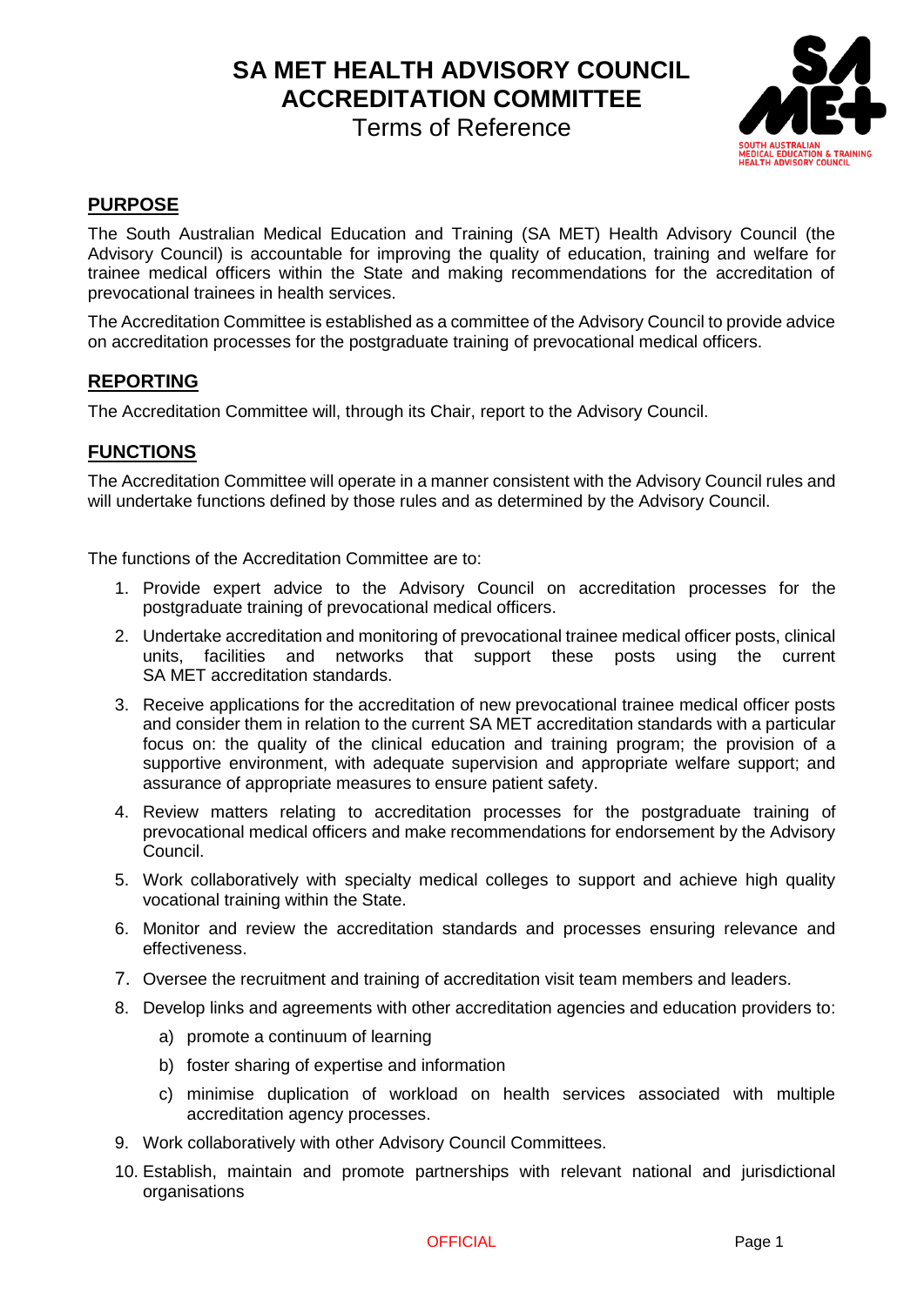# SA MET HEALTH ADVISORY COUNCIL ACCREDITATION COMMITTEE

Terms of Reference

## PURPOSE

The South Australian Medical Education and Training (SA MET) Health Advisory Council (the Advisory Council) is accountable for improving the quality of education, training and welfare for trainee medical officers within the State and making recommendations for the accreditation of prevocational trainees in health services.

The Accreditation Committee is established as a committee of the Advisory Council to provide advice on accreditation processes for the postgraduate training of prevocational medical officers.

## REPORTING

The Accreditation Committee will, through its Chair, report to the Advisory Council.

## FUNCTIONS

The Accreditation Committee will operate in a manner consistent with the Advisory Council rules and will undertake functions defined by those rules and as determined by the Advisory Council.

The functions of the Accreditation Committee are to:

1. Provide expert advice to the Advisory Council on accreditation processes for the postgraduate training of prevocational medical officers.
2. Undertake accreditation and monitoring of prevocational trainee medical officer posts, clinical units, facilities and networks that support these posts using the current SA MET accreditation standards.
3. Receive applications for the accreditation of new prevocational trainee medical officer posts and consider them in relation to the current SA MET accreditation standards with a particular focus on: the quality of the clinical education and training program; the provision of a supportive environment, with adequate supervision and appropriate welfare support; and assurance of appropriate measures to ensure patient safety.
4. Review matters relating to accreditation processes for the postgraduate training of prevocational medical officers and make recommendations for endorsement by the Advisory Council.
5. Work collaboratively with specialty medical colleges to support and achieve high quality vocational training within the State.
6. Monitor and review the accreditation standards and processes ensuring relevance and effectiveness.
7. Oversee the recruitment and training of accreditation visit team members and leaders.
8. Develop links and agreements with other accreditation agencies and education providers to:
   a) promote a continuum of learning
   b) foster sharing of expertise and information
   c) minimise duplication of workload on health services associated with multiple accreditation agency processes.
9. Work collaboratively with other Advisory Council Committees.
10. Establish, maintain and promote partnerships with relevant national and jurisdictional organisations

OFFICIAL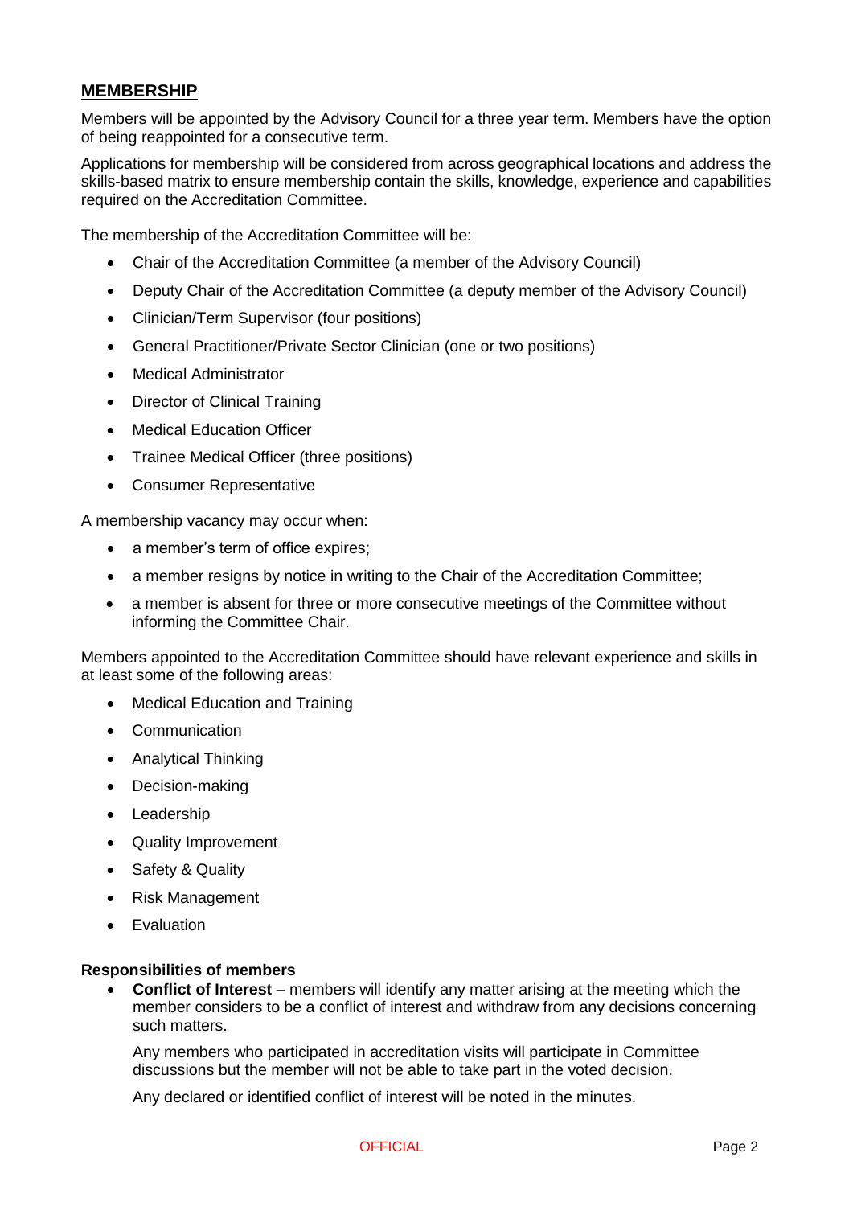## MEMBERSHIP

Members will be appointed by the Advisory Council for a three year term. Members have the option of being reappointed for a consecutive term.

Applications for membership will be considered from across geographical locations and address the skills-based matrix to ensure membership contain the skills, knowledge, experience and capabilities required on the Accreditation Committee.

The membership of the Accreditation Committee will be:

- Chair of the Accreditation Committee (a member of the Advisory Council)
- Deputy Chair of the Accreditation Committee (a deputy member of the Advisory Council)
- Clinician/Term Supervisor (four positions)
- General Practitioner/Private Sector Clinician (one or two positions)
- Medical Administrator
- Director of Clinical Training
- Medical Education Officer
- Trainee Medical Officer (three positions)
- Consumer Representative

A membership vacancy may occur when:

- a member's term of office expires;
- a member resigns by notice in writing to the Chair of the Accreditation Committee;
- a member is absent for three or more consecutive meetings of the Committee without informing the Committee Chair.

Members appointed to the Accreditation Committee should have relevant experience and skills in at least some of the following areas:

- Medical Education and Training
- Communication
- Analytical Thinking
- Decision-making
- Leadership
- Quality Improvement
- Safety & Quality
- Risk Management
- Evaluation

**Responsibilities of members**

- **Conflict of Interest** – members will identify any matter arising at the meeting which the member considers to be a conflict of interest and withdraw from any decisions concerning such matters.

  Any members who participated in accreditation visits will participate in Committee discussions but the member will not be able to take part in the voted decision.

  Any declared or identified conflict of interest will be noted in the minutes.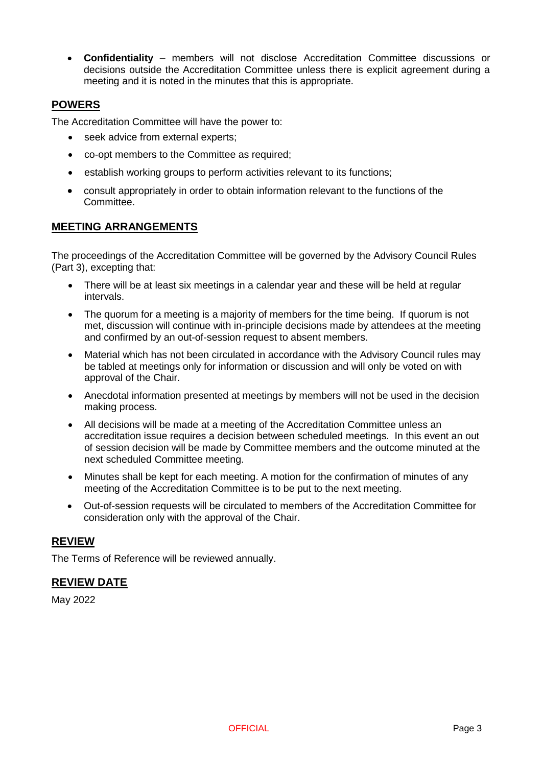- **Confidentiality** – members will not disclose Accreditation Committee discussions or decisions outside the Accreditation Committee unless there is explicit agreement during a meeting and it is noted in the minutes that this is appropriate.

## POWERS

The Accreditation Committee will have the power to:

- seek advice from external experts;
- co-opt members to the Committee as required;
- establish working groups to perform activities relevant to its functions;
- consult appropriately in order to obtain information relevant to the functions of the Committee.

## MEETING ARRANGEMENTS

The proceedings of the Accreditation Committee will be governed by the Advisory Council Rules (Part 3), excepting that:

- There will be at least six meetings in a calendar year and these will be held at regular intervals.
- The quorum for a meeting is a majority of members for the time being. If quorum is not met, discussion will continue with in-principle decisions made by attendees at the meeting and confirmed by an out-of-session request to absent members.
- Material which has not been circulated in accordance with the Advisory Council rules may be tabled at meetings only for information or discussion and will only be voted on with approval of the Chair.
- Anecdotal information presented at meetings by members will not be used in the decision making process.
- All decisions will be made at a meeting of the Accreditation Committee unless an accreditation issue requires a decision between scheduled meetings. In this event an out of session decision will be made by Committee members and the outcome minuted at the next scheduled Committee meeting.
- Minutes shall be kept for each meeting. A motion for the confirmation of minutes of any meeting of the Accreditation Committee is to be put to the next meeting.
- Out-of-session requests will be circulated to members of the Accreditation Committee for consideration only with the approval of the Chair.

## REVIEW

The Terms of Reference will be reviewed annually.

## REVIEW DATE

May 2022